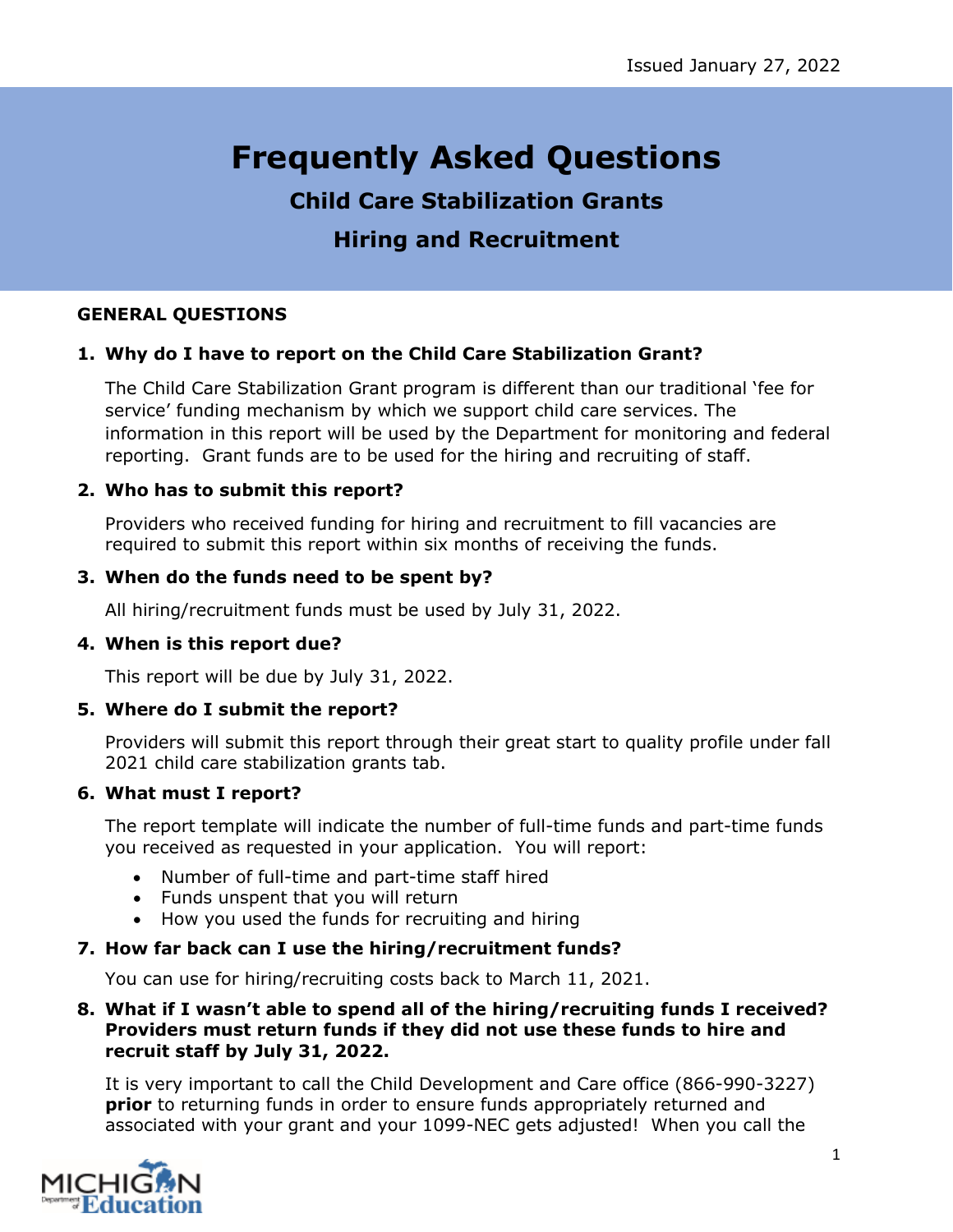Issued January 27, 2022

# Frequently Asked Questions

## Child Care Stabilization Grants

## Hiring and Recruitment

**GENERAL QUESTIONS**

1. **Why do I have to report on the Child Care Stabilization Grant?**

   The Child Care Stabilization Grant program is different than our traditional 'fee for service' funding mechanism by which we support child care services. The information in this report will be used by the Department for monitoring and federal reporting. Grant funds are to be used for the hiring and recruiting of staff.

2. **Who has to submit this report?**

   Providers who received funding for hiring and recruitment to fill vacancies are required to submit this report within six months of receiving the funds.

3. **When do the funds need to be spent by?**

   All hiring/recruitment funds must be used by July 31, 2022.

4. **When is this report due?**

   This report will be due by July 31, 2022.

5. **Where do I submit the report?**

   Providers will submit this report through their great start to quality profile under fall 2021 child care stabilization grants tab.

6. **What must I report?**

   The report template will indicate the number of full-time funds and part-time funds you received as requested in your application. You will report:

   - Number of full-time and part-time staff hired
   - Funds unspent that you will return
   - How you used the funds for recruiting and hiring

7. **How far back can I use the hiring/recruitment funds?**

   You can use for hiring/recruiting costs back to March 11, 2021.

8. **What if I wasn't able to spend all of the hiring/recruiting funds I received? Providers must return funds if they did not use these funds to hire and recruit staff by July 31, 2022.**

   It is very important to call the Child Development and Care office (866-990-3227) **prior** to returning funds in order to ensure funds appropriately returned and associated with your grant and your 1099-NEC gets adjusted! When you call the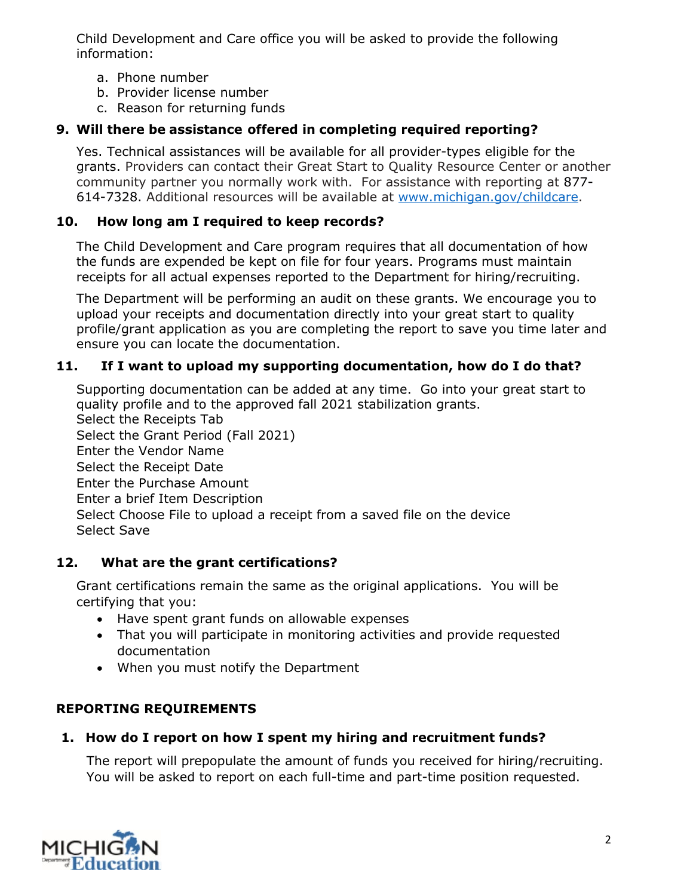Child Development and Care office you will be asked to provide the following information:

a. Phone number
b. Provider license number
c. Reason for returning funds

**9. Will there be assistance offered in completing required reporting?**

Yes. Technical assistances will be available for all provider-types eligible for the grants. Providers can contact their Great Start to Quality Resource Center or another community partner you normally work with. For assistance with reporting at 877-614-7328. Additional resources will be available at [www.michigan.gov/childcare](www.michigan.gov/childcare).

**10. How long am I required to keep records?**

The Child Development and Care program requires that all documentation of how the funds are expended be kept on file for four years. Programs must maintain receipts for all actual expenses reported to the Department for hiring/recruiting.

The Department will be performing an audit on these grants. We encourage you to upload your receipts and documentation directly into your great start to quality profile/grant application as you are completing the report to save you time later and ensure you can locate the documentation.

**11. If I want to upload my supporting documentation, how do I do that?**

Supporting documentation can be added at any time. Go into your great start to quality profile and to the approved fall 2021 stabilization grants.
Select the Receipts Tab
Select the Grant Period (Fall 2021)
Enter the Vendor Name
Select the Receipt Date
Enter the Purchase Amount
Enter a brief Item Description
Select Choose File to upload a receipt from a saved file on the device
Select Save

**12. What are the grant certifications?**

Grant certifications remain the same as the original applications. You will be certifying that you:

- Have spent grant funds on allowable expenses
- That you will participate in monitoring activities and provide requested documentation
- When you must notify the Department

## REPORTING REQUIREMENTS

**1. How do I report on how I spent my hiring and recruitment funds?**

The report will prepopulate the amount of funds you received for hiring/recruiting. You will be asked to report on each full-time and part-time position requested.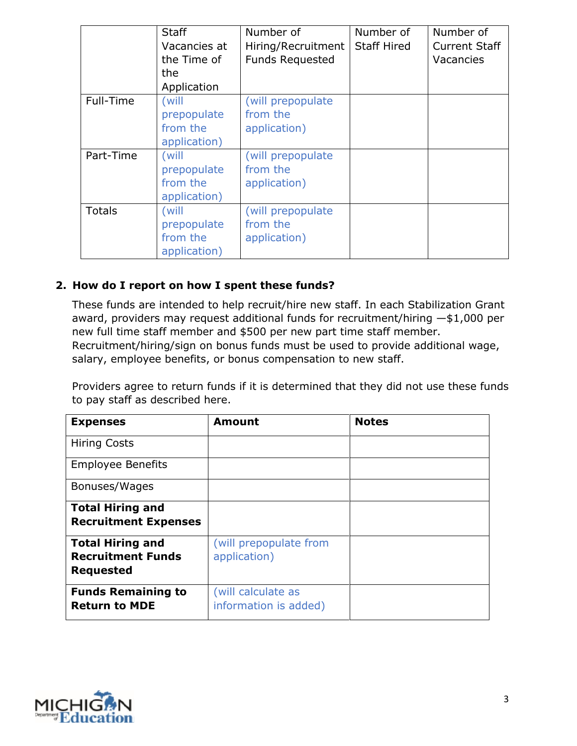| | Staff Vacancies at the Time of the Application | Number of Hiring/Recruitment Funds Requested | Number of Staff Hired | Number of Current Staff Vacancies |
|---|---|---|---|---|
| Full-Time | (will prepopulate from the application) | (will prepopulate from the application) | | |
| Part-Time | (will prepopulate from the application) | (will prepopulate from the application) | | |
| Totals | (will prepopulate from the application) | (will prepopulate from the application) | | |

**2. How do I report on how I spent these funds?**

These funds are intended to help recruit/hire new staff. In each Stabilization Grant award, providers may request additional funds for recruitment/hiring —$1,000 per new full time staff member and $500 per new part time staff member. Recruitment/hiring/sign on bonus funds must be used to provide additional wage, salary, employee benefits, or bonus compensation to new staff.

Providers agree to return funds if it is determined that they did not use these funds to pay staff as described here.

| **Expenses** | **Amount** | **Notes** |
|---|---|---|
| Hiring Costs | | |
| Employee Benefits | | |
| Bonuses/Wages | | |
| **Total Hiring and Recruitment Expenses** | | |
| **Total Hiring and Recruitment Funds Requested** | (will prepopulate from application) | |
| **Funds Remaining to Return to MDE** | (will calculate as information is added) | |